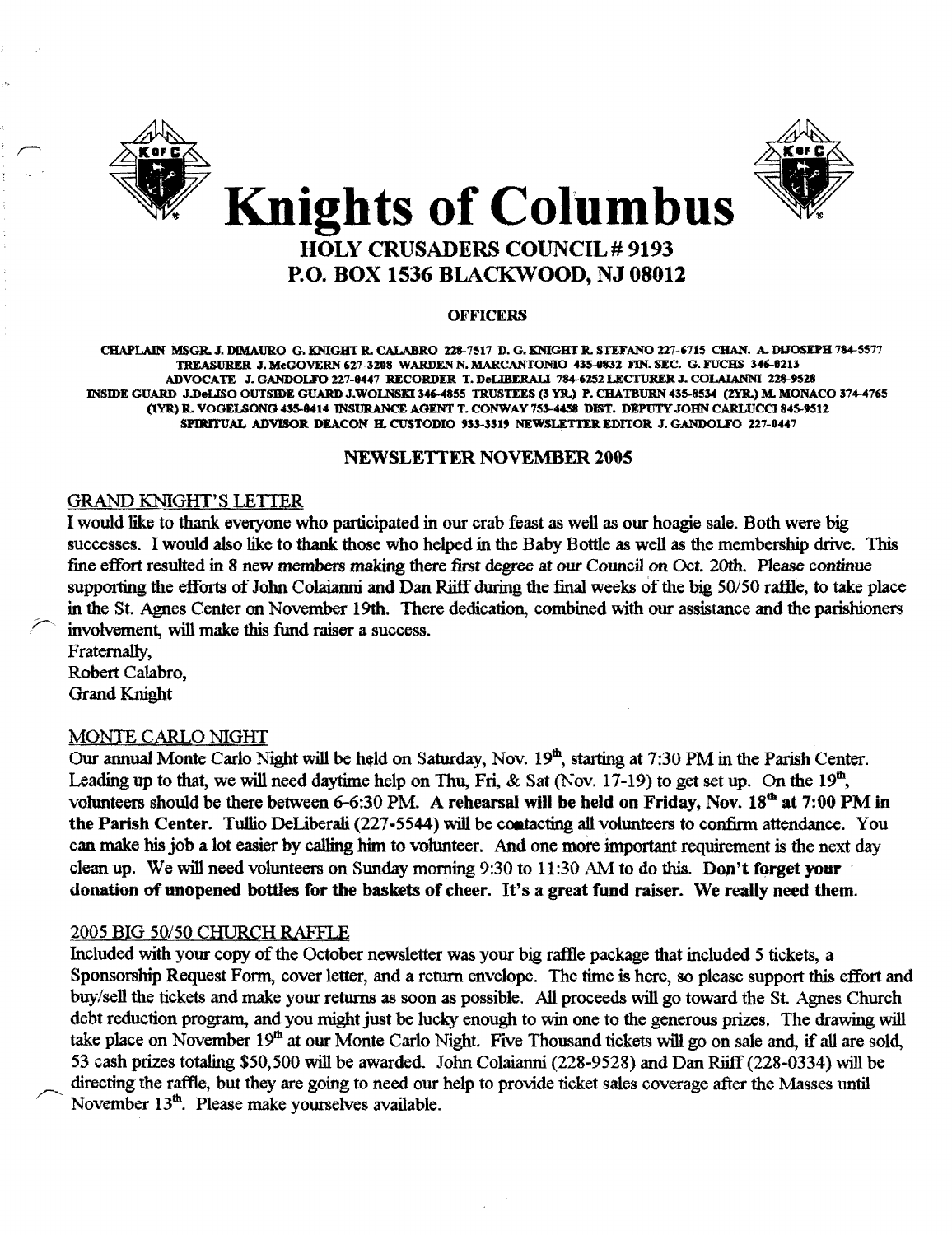# Knights of Columbus

## HOLY CRUSADERS COUNCIL # 9193
## P.O. BOX 1536 BLACKWOOD, NJ 08012

### OFFICERS

**CHAPLAIN MSGR. J. DIMAURO G. KNIGHT R. CALABRO 228-7517 D. G. KNIGHT R. STEFANO 227-6715 CHAN. A. DIJOSEPH 784-5577 TREASURER J. McGOVERN 627-3208 WARDEN N. MARCANTONIO 435-0832 FIN. SEC. G. FUCHS 346-0213 ADVOCATE J. GANDOLFO 227-0447 RECORDER T. DeLIBERALI 784-6252 LECTURER J. COLAIANNI 228-9528 INSIDE GUARD J.DeLISO OUTSIDE GUARD J.WOLNSKI 346-4855 TRUSTEES (3 YR.) P. CHATBURN 435-8534 (2YR.) M. MONACO 374-4765 (1YR) R. VOGELSONG 435-0414 INSURANCE AGENT T. CONWAY 753-4458 DIST. DEPUTY JOHN CARLUCCI 845-9512 SPIRITUAL ADVISOR DEACON H. CUSTODIO 933-3319 NEWSLETTER EDITOR J. GANDOLFO 227-0447**

### NEWSLETTER NOVEMBER 2005

GRAND KNIGHT'S LETTER

I would like to thank everyone who participated in our crab feast as well as our hoagie sale. Both were big successes. I would also like to thank those who helped in the Baby Bottle as well as the membership drive. This fine effort resulted in 8 new members making there first degree at our Council on Oct. 20th. Please continue supporting the efforts of John Colaianni and Dan Riiff during the final weeks of the big 50/50 raffle, to take place in the St. Agnes Center on November 19th. There dedication, combined with our assistance and the parishioners involvement, will make this fund raiser a success.

Fraternally,
Robert Calabro,
Grand Knight

MONTE CARLO NIGHT

Our annual Monte Carlo Night will be held on Saturday, Nov. 19th, starting at 7:30 PM in the Parish Center. Leading up to that, we will need daytime help on Thu, Fri, & Sat (Nov. 17-19) to get set up. On the 19th, volunteers should be there between 6-6:30 PM. **A rehearsal will be held on Friday, Nov. 18th at 7:00 PM in the Parish Center.** Tullio DeLiberali (227-5544) will be contacting all volunteers to confirm attendance. You can make his job a lot easier by calling him to volunteer. And one more important requirement is the next day clean up. We will need volunteers on Sunday morning 9:30 to 11:30 AM to do this. **Don't forget your donation of unopened bottles for the baskets of cheer. It's a great fund raiser. We really need them.**

2005 BIG 50/50 CHURCH RAFFLE

Included with your copy of the October newsletter was your big raffle package that included 5 tickets, a Sponsorship Request Form, cover letter, and a return envelope. The time is here, so please support this effort and buy/sell the tickets and make your returns as soon as possible. All proceeds will go toward the St. Agnes Church debt reduction program, and you might just be lucky enough to win one to the generous prizes. The drawing will take place on November 19th at our Monte Carlo Night. Five Thousand tickets will go on sale and, if all are sold, 53 cash prizes totaling $50,500 will be awarded. John Colaianni (228-9528) and Dan Riiff (228-0334) will be directing the raffle, but they are going to need our help to provide ticket sales coverage after the Masses until November 13th. Please make yourselves available.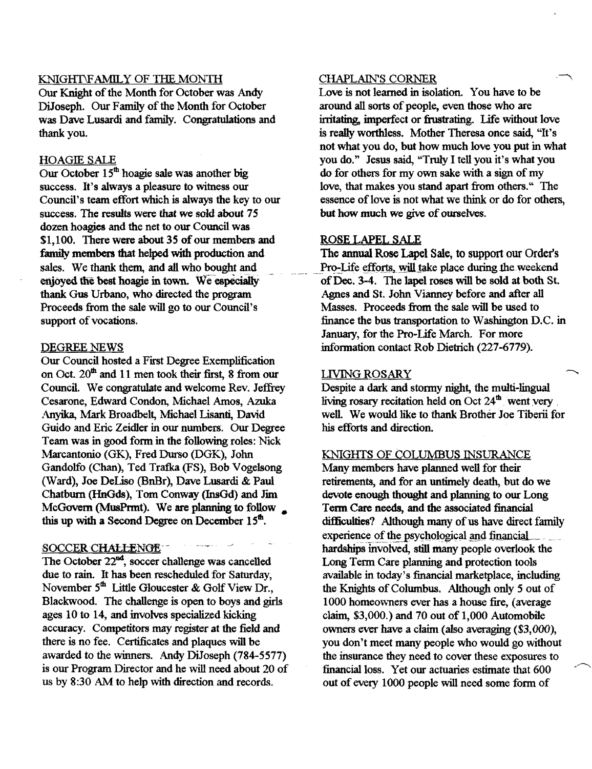## KNIGHT\FAMILY OF THE MONTH

Our Knight of the Month for October was Andy DiJoseph. Our Family of the Month for October was Dave Lusardi and family. Congratulations and thank you.

## HOAGIE SALE

Our October 15th hoagie sale was another big success. It's always a pleasure to witness our Council's team effort which is always the key to our success. The results were that we sold about 75 dozen hoagies and the net to our Council was $1,100. There were about 35 of our members and family members that helped with production and sales. We thank them, and all who bought and enjoyed the best hoagie in town. We especially thank Gus Urbano, who directed the program Proceeds from the sale will go to our Council's support of vocations.

## DEGREE NEWS

Our Council hosted a First Degree Exemplification on Oct. 20th and 11 men took their first, 8 from our Council. We congratulate and welcome Rev. Jeffrey Cesarone, Edward Condon, Michael Amos, Azuka Anyika, Mark Broadbelt, Michael Lisanti, David Guido and Eric Zeidler in our numbers. Our Degree Team was in good form in the following roles: Nick Marcantonio (GK), Fred Durso (DGK), John Gandolfo (Chan), Ted Trafka (FS), Bob Vogelsong (Ward), Joe DeLiso (BnBr), Dave Lusardi & Paul Chatburn (HnGds), Tom Conway (InsGd) and Jim McGovern (MusPrmt). We are planning to follow this up with a Second Degree on December 15th.

## SOCCER CHALLENGE

The October 22nd, soccer challenge was cancelled due to rain. It has been rescheduled for Saturday, November 5th Little Gloucester & Golf View Dr., Blackwood. The challenge is open to boys and girls ages 10 to 14, and involves specialized kicking accuracy. Competitors may register at the field and there is no fee. Certificates and plaques will be awarded to the winners. Andy DiJoseph (784-5577) is our Program Director and he will need about 20 of us by 8:30 AM to help with direction and records.

## CHAPLAIN'S CORNER

Love is not learned in isolation. You have to be around all sorts of people, even those who are irritating, imperfect or frustrating. Life without love is really worthless. Mother Theresa once said, "It's not what you do, but how much love you put in what you do." Jesus said, "Truly I tell you it's what you do for others for my own sake with a sign of my love, that makes you stand apart from others." The essence of love is not what we think or do for others, but how much we give of ourselves.

## ROSE LAPEL SALE

The annual Rose Lapel Sale, to support our Order's Pro-Life efforts, will take place during the weekend of Dec. 3-4. The lapel roses will be sold at both St. Agnes and St. John Vianney before and after all Masses. Proceeds from the sale will be used to finance the bus transportation to Washington D.C. in January, for the Pro-Life March. For more information contact Rob Dietrich (227-6779).

## LIVING ROSARY

Despite a dark and stormy night, the multi-lingual living rosary recitation held on Oct 24th went very well. We would like to thank Brother Joe Tiberii for his efforts and direction.

## KNIGHTS OF COLUMBUS INSURANCE

Many members have planned well for their retirements, and for an untimely death, but do we devote enough thought and planning to our Long Term Care needs, and the associated financial difficulties? Although many of us have direct family experience of the psychological and financial hardships involved, still many people overlook the Long Term Care planning and protection tools available in today's financial marketplace, including the Knights of Columbus. Although only 5 out of 1000 homeowners ever has a house fire, (average claim, $3,000.) and 70 out of 1,000 Automobile owners ever have a claim (also averaging (*$3,000*), you don't meet many people who would go without the insurance they need to cover these exposures to financial loss. Yet our actuaries estimate that 600 out of every 1000 people will need some form of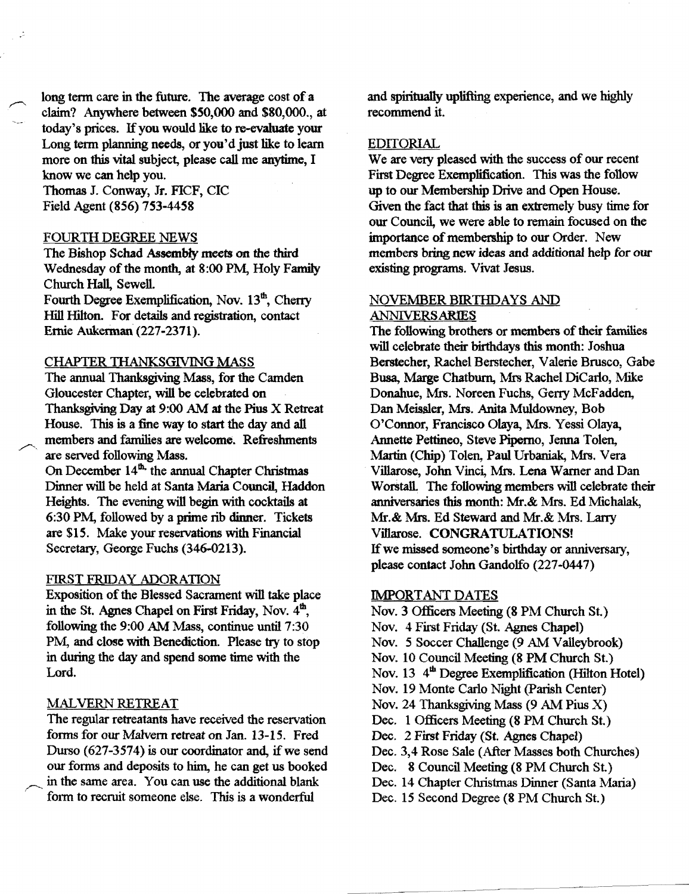long term care in the future. The average cost of a claim? Anywhere between $50,000 and $80,000., at today's prices. If you would like to re-evaluate your Long term planning needs, or you'd just like to learn more on this vital subject, please call me anytime, I know we can help you.
Thomas J. Conway, Jr. FICF, CIC
Field Agent (856) 753-4458

## FOURTH DEGREE NEWS

The Bishop Schad Assembly meets on the third Wednesday of the month, at 8:00 PM, Holy Family Church Hall, Sewell.
Fourth Degree Exemplification, Nov. 13th, Cherry Hill Hilton. For details and registration, contact Ernie Aukerman (227-2371).

## CHAPTER THANKSGIVING MASS

The annual Thanksgiving Mass, for the Camden Gloucester Chapter, will be celebrated on Thanksgiving Day at 9:00 AM at the Pius X Retreat House. This is a fine way to start the day and all members and families are welcome. Refreshments are served following Mass.
On December 14th the annual Chapter Christmas Dinner will be held at Santa Maria Council, Haddon Heights. The evening will begin with cocktails at 6:30 PM, followed by a prime rib dinner. Tickets are $15. Make your reservations with Financial Secretary, George Fuchs (346-0213).

## FIRST FRIDAY ADORATION

Exposition of the Blessed Sacrament will take place in the St. Agnes Chapel on First Friday, Nov. 4th, following the 9:00 AM Mass, continue until 7:30 PM, and close with Benediction. Please try to stop in during the day and spend some time with the Lord.

## MALVERN RETREAT

The regular retreatants have received the reservation forms for our Malvern retreat on Jan. 13-15. Fred Durso (627-3574) is our coordinator and, if we send our forms and deposits to him, he can get us booked in the same area. You can use the additional blank form to recruit someone else. This is a wonderful and spiritually uplifting experience, and we highly recommend it.

## EDITORIAL

We are very pleased with the success of our recent First Degree Exemplification. This was the follow up to our Membership Drive and Open House. Given the fact that this is an extremely busy time for our Council, we were able to remain focused on the importance of membership to our Order. New members bring new ideas and additional help for our existing programs. Vivat Jesus.

## NOVEMBER BIRTHDAYS AND ANNIVERSARIES

The following brothers or members of their families will celebrate their birthdays this month: Joshua Berstecher, Rachel Berstecher, Valerie Brusco, Gabe Busa, Marge Chatburn, Mrs Rachel DiCarlo, Mike Donahue, Mrs. Noreen Fuchs, Gerry McFadden, Dan Meissler, Mrs. Anita Muldowney, Bob O'Connor, Francisco Olaya, Mrs. Yessi Olaya, Annette Pettineo, Steve Piperno, Jenna Tolen, Martin (Chip) Tolen, Paul Urbaniak, Mrs. Vera Villarose, John Vinci, Mrs. Lena Warner and Dan Worstall. The following members will celebrate their anniversaries this month: Mr.& Mrs. Ed Michalak, Mr.& Mrs. Ed Steward and Mr.& Mrs. Larry Villarose. **CONGRATULATIONS!**
If we missed someone's birthday or anniversary, please contact John Gandolfo (227-0447)

## IMPORTANT DATES

Nov. 3 Officers Meeting (8 PM Church St.)
Nov. 4 First Friday (St. Agnes Chapel)
Nov. 5 Soccer Challenge (9 AM Valleybrook)
Nov. 10 Council Meeting (8 PM Church St.)
Nov. 13 4th Degree Exemplification (Hilton Hotel)
Nov. 19 Monte Carlo Night (Parish Center)
Nov. 24 Thanksgiving Mass (9 AM Pius X)
Dec. 1 Officers Meeting (8 PM Church St.)
Dec. 2 First Friday (St. Agnes Chapel)
Dec. 3,4 Rose Sale (After Masses both Churches)
Dec. 8 Council Meeting (8 PM Church St.)
Dec. 14 Chapter Christmas Dinner (Santa Maria)
Dec. 15 Second Degree (8 PM Church St.)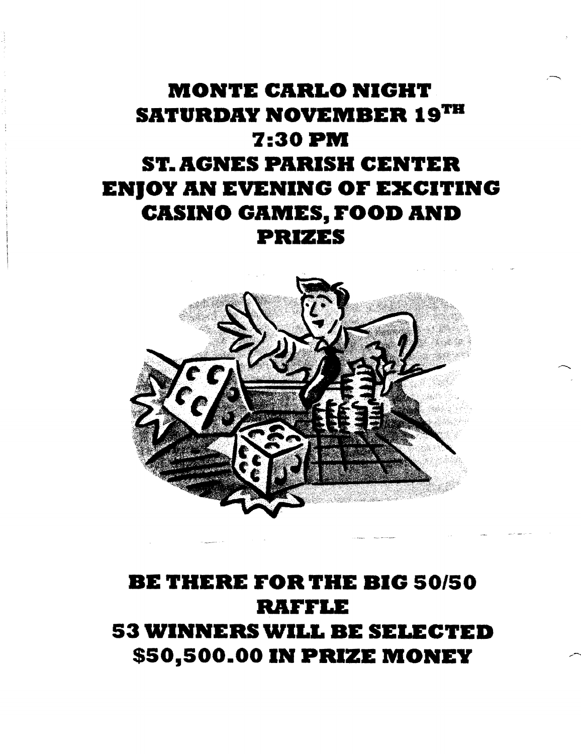**MONTE CARLO NIGHT**
**SATURDAY NOVEMBER 19TH**
**7:30 PM**
**ST. AGNES PARISH CENTER**
**ENJOY AN EVENING OF EXCITING CASINO GAMES, FOOD AND PRIZES**

**BE THERE FOR THE BIG 50/50 RAFFLE**
**53 WINNERS WILL BE SELECTED**
**$50,500.00 IN PRIZE MONEY**